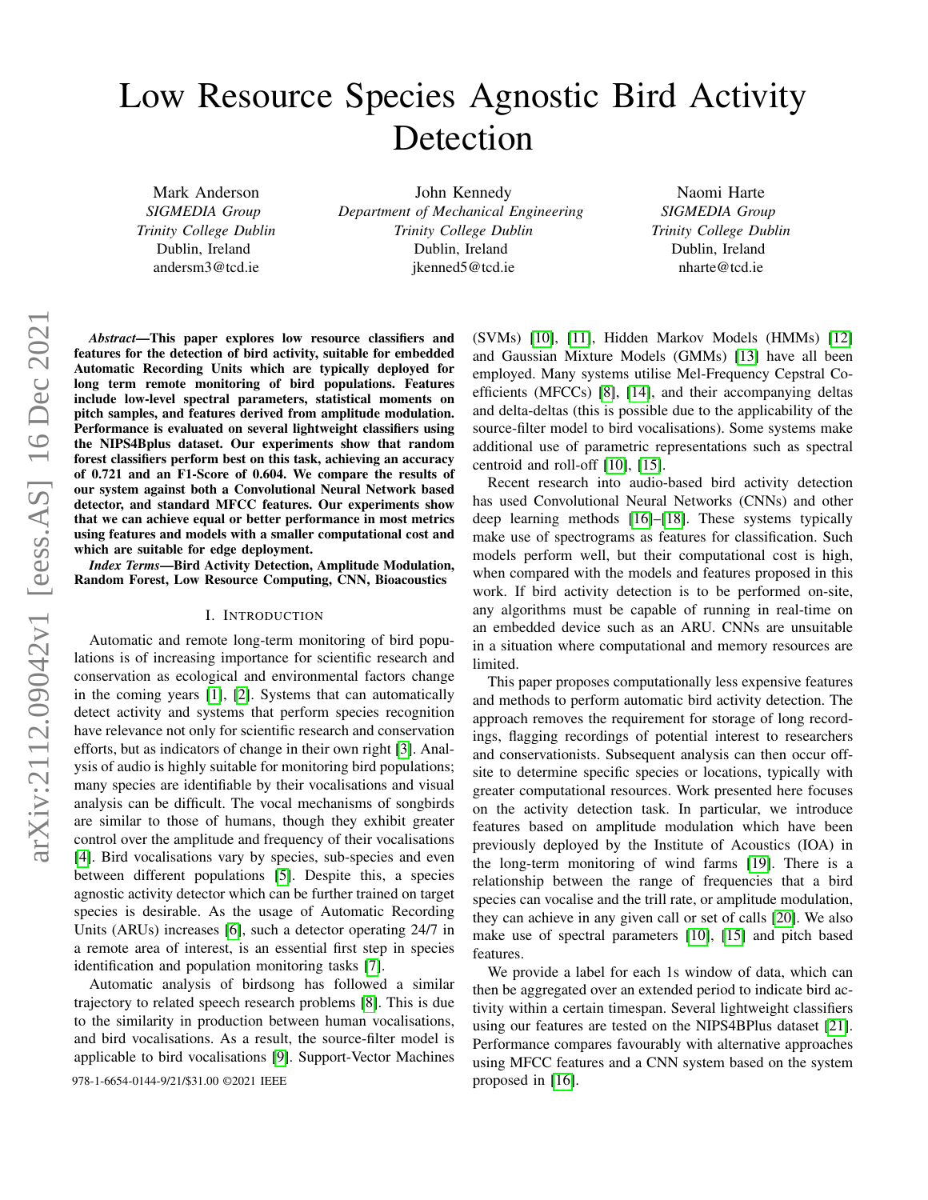# Low Resource Species Agnostic Bird Activity Detection

Mark Anderson
*SIGMEDIA Group*
*Trinity College Dublin*
Dublin, Ireland
andersm3@tcd.ie

John Kennedy
*Department of Mechanical Engineering*
*Trinity College Dublin*
Dublin, Ireland
jkenned5@tcd.ie

Naomi Harte
*SIGMEDIA Group*
*Trinity College Dublin*
Dublin, Ireland
nharte@tcd.ie

***Abstract*—This paper explores low resource classifiers and features for the detection of bird activity, suitable for embedded Automatic Recording Units which are typically deployed for long term remote monitoring of bird populations. Features include low-level spectral parameters, statistical moments on pitch samples, and features derived from amplitude modulation. Performance is evaluated on several lightweight classifiers using the NIPS4Bplus dataset. Our experiments show that random forest classifiers perform best on this task, achieving an accuracy of 0.721 and an F1-Score of 0.604. We compare the results of our system against both a Convolutional Neural Network based detector, and standard MFCC features. Our experiments show that we can achieve equal or better performance in most metrics using features and models with a smaller computational cost and which are suitable for edge deployment.**

***Index Terms*—Bird Activity Detection, Amplitude Modulation, Random Forest, Low Resource Computing, CNN, Bioacoustics**

## I. Introduction

Automatic and remote long-term monitoring of bird populations is of increasing importance for scientific research and conservation as ecological and environmental factors change in the coming years [1], [2]. Systems that can automatically detect activity and systems that perform species recognition have relevance not only for scientific research and conservation efforts, but as indicators of change in their own right [3]. Analysis of audio is highly suitable for monitoring bird populations; many species are identifiable by their vocalisations and visual analysis can be difficult. The vocal mechanisms of songbirds are similar to those of humans, though they exhibit greater control over the amplitude and frequency of their vocalisations [4]. Bird vocalisations vary by species, sub-species and even between different populations [5]. Despite this, a species agnostic activity detector which can be further trained on target species is desirable. As the usage of Automatic Recording Units (ARUs) increases [6], such a detector operating 24/7 in a remote area of interest, is an essential first step in species identification and population monitoring tasks [7].

Automatic analysis of birdsong has followed a similar trajectory to related speech research problems [8]. This is due to the similarity in production between human vocalisations, and bird vocalisations. As a result, the source-filter model is applicable to bird vocalisations [9]. Support-Vector Machines (SVMs) [10], [11], Hidden Markov Models (HMMs) [12] and Gaussian Mixture Models (GMMs) [13] have all been employed. Many systems utilise Mel-Frequency Cepstral Coefficients (MFCCs) [8], [14], and their accompanying deltas and delta-deltas (this is possible due to the applicability of the source-filter model to bird vocalisations). Some systems make additional use of parametric representations such as spectral centroid and roll-off [10], [15].

Recent research into audio-based bird activity detection has used Convolutional Neural Networks (CNNs) and other deep learning methods [16]–[18]. These systems typically make use of spectrograms as features for classification. Such models perform well, but their computational cost is high, when compared with the models and features proposed in this work. If bird activity detection is to be performed on-site, any algorithms must be capable of running in real-time on an embedded device such as an ARU. CNNs are unsuitable in a situation where computational and memory resources are limited.

This paper proposes computationally less expensive features and methods to perform automatic bird activity detection. The approach removes the requirement for storage of long recordings, flagging recordings of potential interest to researchers and conservationists. Subsequent analysis can then occur off-site to determine specific species or locations, typically with greater computational resources. Work presented here focuses on the activity detection task. In particular, we introduce features based on amplitude modulation which have been previously deployed by the Institute of Acoustics (IOA) in the long-term monitoring of wind farms [19]. There is a relationship between the range of frequencies that a bird species can vocalise and the trill rate, or amplitude modulation, they can achieve in any given call or set of calls [20]. We also make use of spectral parameters [10], [15] and pitch based features.

We provide a label for each 1s window of data, which can then be aggregated over an extended period to indicate bird activity within a certain timespan. Several lightweight classifiers using our features are tested on the NIPS4BPlus dataset [21]. Performance compares favourably with alternative approaches using MFCC features and a CNN system based on the system proposed in [16].

978-1-6654-0144-9/21/$31.00 ©2021 IEEE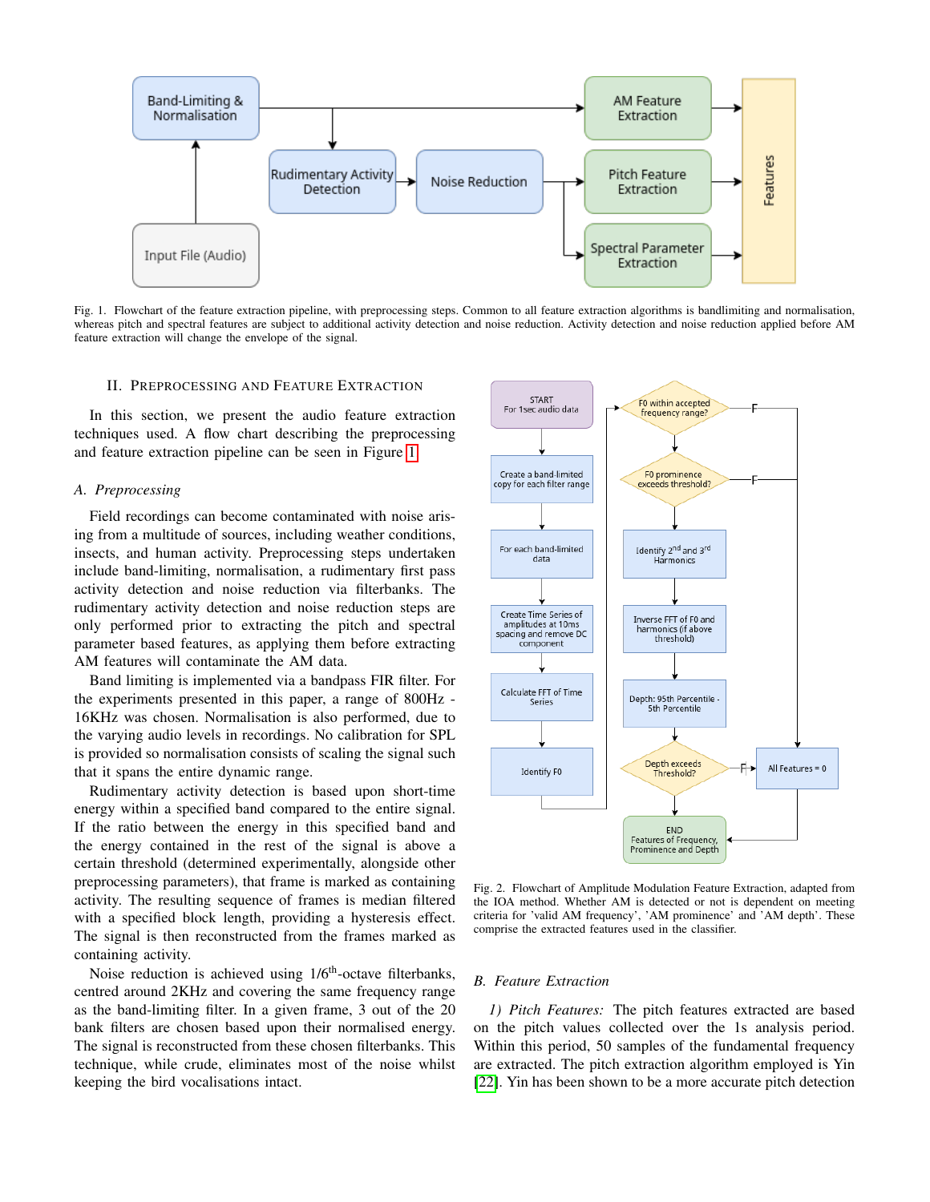Fig. 1. Flowchart of the feature extraction pipeline, with preprocessing steps. Common to all feature extraction algorithms is bandlimiting and normalisation, whereas pitch and spectral features are subject to additional activity detection and noise reduction. Activity detection and noise reduction applied before AM feature extraction will change the envelope of the signal.

## II. Preprocessing and Feature Extraction

In this section, we present the audio feature extraction techniques used. A flow chart describing the preprocessing and feature extraction pipeline can be seen in Figure 1.

### A. Preprocessing

Field recordings can become contaminated with noise arising from a multitude of sources, including weather conditions, insects, and human activity. Preprocessing steps undertaken include band-limiting, normalisation, a rudimentary first pass activity detection and noise reduction via filterbanks. The rudimentary activity detection and noise reduction steps are only performed prior to extracting the pitch and spectral parameter based features, as applying them before extracting AM features will contaminate the AM data.

Band limiting is implemented via a bandpass FIR filter. For the experiments presented in this paper, a range of 800Hz - 16KHz was chosen. Normalisation is also performed, due to the varying audio levels in recordings. No calibration for SPL is provided so normalisation consists of scaling the signal such that it spans the entire dynamic range.

Rudimentary activity detection is based upon short-time energy within a specified band compared to the entire signal. If the ratio between the energy in this specified band and the energy contained in the rest of the signal is above a certain threshold (determined experimentally, alongside other preprocessing parameters), that frame is marked as containing activity. The resulting sequence of frames is median filtered with a specified block length, providing a hysteresis effect. The signal is then reconstructed from the frames marked as containing activity.

Noise reduction is achieved using 1/6$^{\text{th}}$-octave filterbanks, centred around 2KHz and covering the same frequency range as the band-limiting filter. In a given frame, 3 out of the 20 bank filters are chosen based upon their normalised energy. The signal is reconstructed from these chosen filterbanks. This technique, while crude, eliminates most of the noise whilst keeping the bird vocalisations intact.

Fig. 2. Flowchart of Amplitude Modulation Feature Extraction, adapted from the IOA method. Whether AM is detected or not is dependent on meeting criteria for 'valid AM frequency', 'AM prominence' and 'AM depth'. These comprise the extracted features used in the classifier.

### B. Feature Extraction

*1) Pitch Features:* The pitch features extracted are based on the pitch values collected over the 1s analysis period. Within this period, 50 samples of the fundamental frequency are extracted. The pitch extraction algorithm employed is Yin [22]. Yin has been shown to be a more accurate pitch detection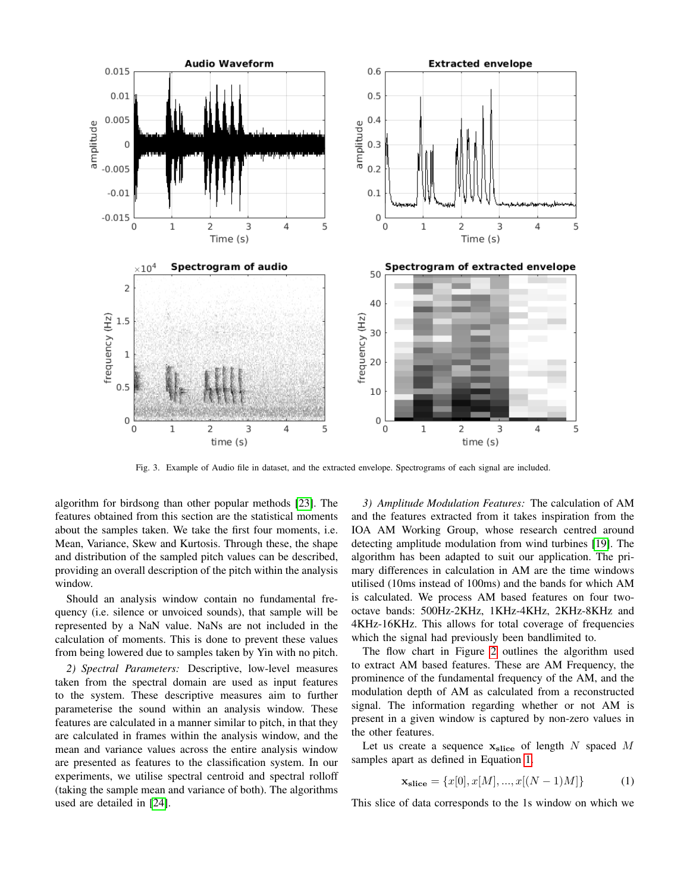Fig. 3. Example of Audio file in dataset, and the extracted envelope. Spectrograms of each signal are included.

algorithm for birdsong than other popular methods [23]. The features obtained from this section are the statistical moments about the samples taken. We take the first four moments, i.e. Mean, Variance, Skew and Kurtosis. Through these, the shape and distribution of the sampled pitch values can be described, providing an overall description of the pitch within the analysis window.

Should an analysis window contain no fundamental frequency (i.e. silence or unvoiced sounds), that sample will be represented by a NaN value. NaNs are not included in the calculation of moments. This is done to prevent these values from being lowered due to samples taken by Yin with no pitch.

*2) Spectral Parameters:* Descriptive, low-level measures taken from the spectral domain are used as input features to the system. These descriptive measures aim to further parameterise the sound within an analysis window. These features are calculated in a manner similar to pitch, in that they are calculated in frames within the analysis window, and the mean and variance values across the entire analysis window are presented as features to the classification system. In our experiments, we utilise spectral centroid and spectral rolloff (taking the sample mean and variance of both). The algorithms used are detailed in [24].

*3) Amplitude Modulation Features:* The calculation of AM and the features extracted from it takes inspiration from the IOA AM Working Group, whose research centred around detecting amplitude modulation from wind turbines [19]. The algorithm has been adapted to suit our application. The primary differences in calculation in AM are the time windows utilised (10ms instead of 100ms) and the bands for which AM is calculated. We process AM based features on four two-octave bands: 500Hz-2KHz, 1KHz-4KHz, 2KHz-8KHz and 4KHz-16KHz. This allows for total coverage of frequencies which the signal had previously been bandlimited to.

The flow chart in Figure 2 outlines the algorithm used to extract AM based features. These are AM Frequency, the prominence of the fundamental frequency of the AM, and the modulation depth of AM as calculated from a reconstructed signal. The information regarding whether or not AM is present in a given window is captured by non-zero values in the other features.

Let us create a sequence $\mathbf{x_{slice}}$ of length $N$ spaced $M$ samples apart as defined in Equation 1.

$$\mathbf{x_{slice}} = \{x[0], x[M], ..., x[(N-1)M]\} \qquad (1)$$

This slice of data corresponds to the 1s window on which we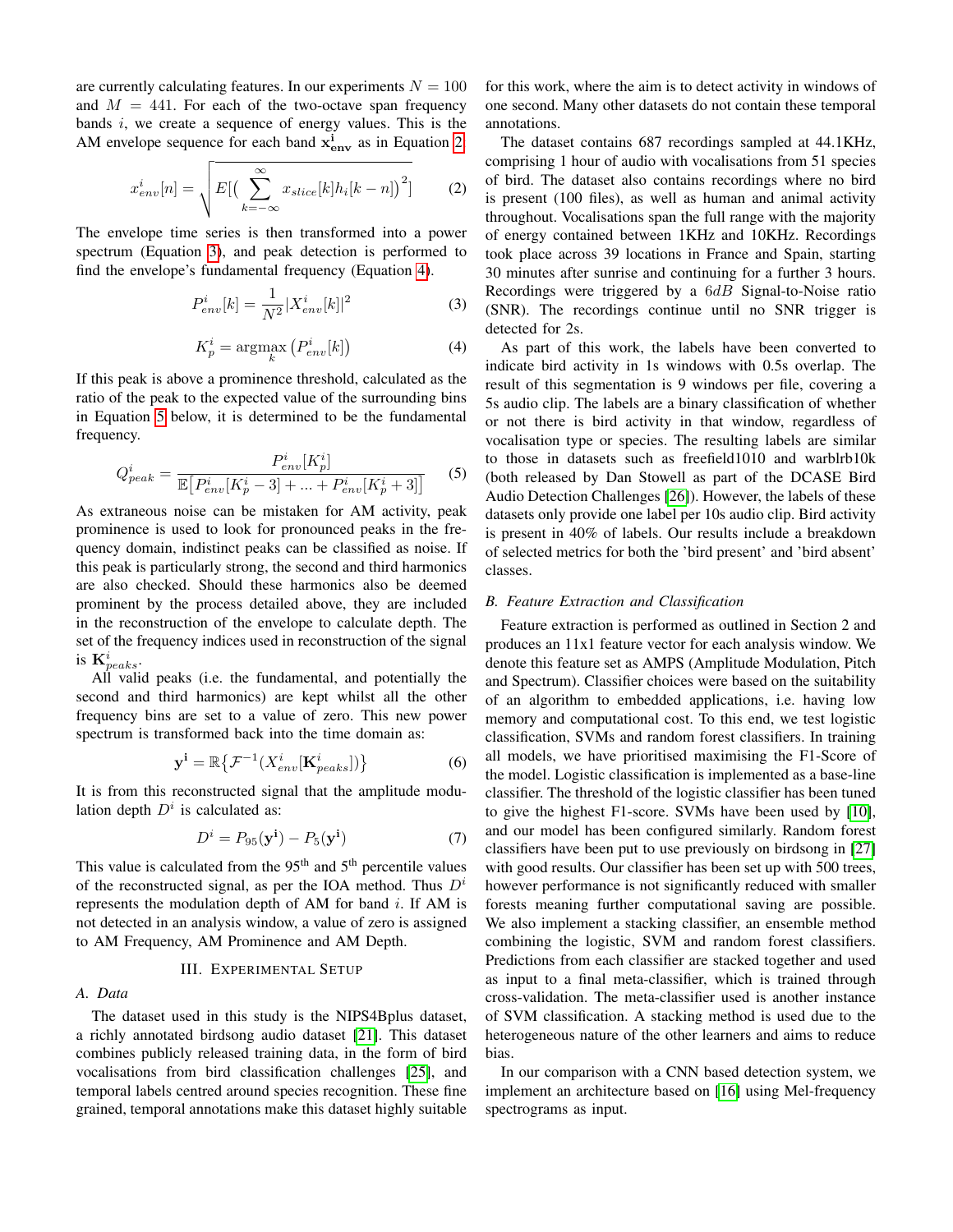are currently calculating features. In our experiments $N = 100$ and $M = 441$. For each of the two-octave span frequency bands $i$, we create a sequence of energy values. This is the AM envelope sequence for each band $\mathbf{x^i_{env}}$ as in Equation 2.

$$x^i_{env}[n] = \sqrt{E[(\sum_{k=-\infty}^{\infty} x_{slice}[k]h_i[k-n])^2]} \quad (2)$$

The envelope time series is then transformed into a power spectrum (Equation 3), and peak detection is performed to find the envelope's fundamental frequency (Equation 4).

$$P^i_{env}[k] = \frac{1}{N^2}|X^i_{env}[k]|^2 \quad (3)$$

$$K^i_p = \underset{k}{\operatorname{argmax}} \left(P^i_{env}[k]\right) \quad (4)$$

If this peak is above a prominence threshold, calculated as the ratio of the peak to the expected value of the surrounding bins in Equation 5 below, it is determined to be the fundamental frequency.

$$Q^i_{peak} = \frac{P^i_{env}[K^i_p]}{\mathbb{E}\left[P^i_{env}[K^i_p - 3] + ... + P^i_{env}[K^i_p + 3]\right]} \quad (5)$$

As extraneous noise can be mistaken for AM activity, peak prominence is used to look for pronounced peaks in the frequency domain, indistinct peaks can be classified as noise. If this peak is particularly strong, the second and third harmonics are also checked. Should these harmonics also be deemed prominent by the process detailed above, they are included in the reconstruction of the envelope to calculate depth. The set of the frequency indices used in reconstruction of the signal is $\mathbf{K}^i_{peaks}$.

All valid peaks (i.e. the fundamental, and potentially the second and third harmonics) are kept whilst all the other frequency bins are set to a value of zero. This new power spectrum is transformed back into the time domain as:

$$\mathbf{y^i} = \mathbb{R}\{\mathcal{F}^{-1}(X^i_{env}[\mathbf{K}^i_{peaks}])\} \quad (6)$$

It is from this reconstructed signal that the amplitude modulation depth $D^i$ is calculated as:

$$D^i = P_{95}(\mathbf{y^i}) - P_5(\mathbf{y^i}) \quad (7)$$

This value is calculated from the 95[th] and 5[th] percentile values of the reconstructed signal, as per the IOA method. Thus $D^i$ represents the modulation depth of AM for band $i$. If AM is not detected in an analysis window, a value of zero is assigned to AM Frequency, AM Prominence and AM Depth.

## III. Experimental Setup

### A. Data

The dataset used in this study is the NIPS4Bplus dataset, a richly annotated birdsong audio dataset [21]. This dataset combines publicly released training data, in the form of bird vocalisations from bird classification challenges [25], and temporal labels centred around species recognition. These fine grained, temporal annotations make this dataset highly suitable for this work, where the aim is to detect activity in windows of one second. Many other datasets do not contain these temporal annotations.

The dataset contains 687 recordings sampled at 44.1KHz, comprising 1 hour of audio with vocalisations from 51 species of bird. The dataset also contains recordings where no bird is present (100 files), as well as human and animal activity throughout. Vocalisations span the full range with the majority of energy contained between 1KHz and 10KHz. Recordings took place across 39 locations in France and Spain, starting 30 minutes after sunrise and continuing for a further 3 hours. Recordings were triggered by a $6dB$ Signal-to-Noise ratio (SNR). The recordings continue until no SNR trigger is detected for 2s.

As part of this work, the labels have been converted to indicate bird activity in 1s windows with 0.5s overlap. The result of this segmentation is 9 windows per file, covering a 5s audio clip. The labels are a binary classification of whether or not there is bird activity in that window, regardless of vocalisation type or species. The resulting labels are similar to those in datasets such as freefield1010 and warblrb10k (both released by Dan Stowell as part of the DCASE Bird Audio Detection Challenges [26]). However, the labels of these datasets only provide one label per 10s audio clip. Bird activity is present in 40% of labels. Our results include a breakdown of selected metrics for both the 'bird present' and 'bird absent' classes.

### B. Feature Extraction and Classification

Feature extraction is performed as outlined in Section 2 and produces an 11x1 feature vector for each analysis window. We denote this feature set as AMPS (Amplitude Modulation, Pitch and Spectrum). Classifier choices were based on the suitability of an algorithm to embedded applications, i.e. having low memory and computational cost. To this end, we test logistic classification, SVMs and random forest classifiers. In training all models, we have prioritised maximising the F1-Score of the model. Logistic classification is implemented as a base-line classifier. The threshold of the logistic classifier has been tuned to give the highest F1-score. SVMs have been used by [10], and our model has been configured similarly. Random forest classifiers have been put to use previously on birdsong in [27] with good results. Our classifier has been set up with 500 trees, however performance is not significantly reduced with smaller forests meaning further computational saving are possible. We also implement a stacking classifier, an ensemble method combining the logistic, SVM and random forest classifiers. Predictions from each classifier are stacked together and used as input to a final meta-classifier, which is trained through cross-validation. The meta-classifier used is another instance of SVM classification. A stacking method is used due to the heterogeneous nature of the other learners and aims to reduce bias.

In our comparison with a CNN based detection system, we implement an architecture based on [16] using Mel-frequency spectrograms as input.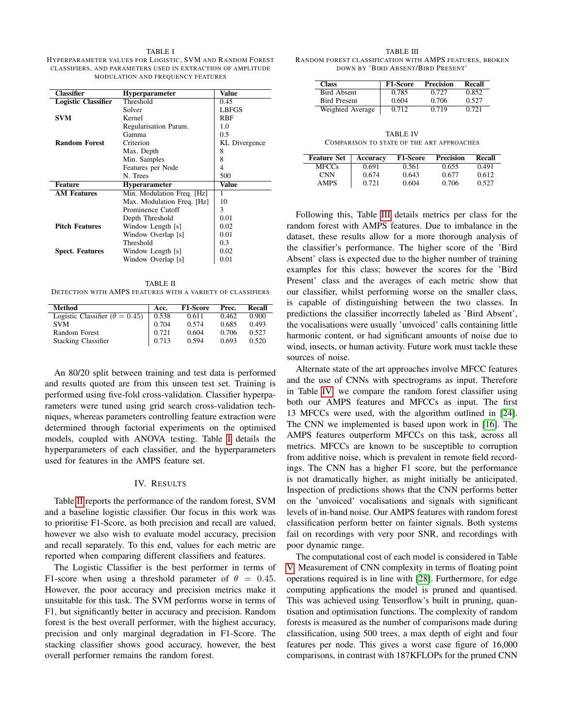TABLE I

Hyperparameter values for Logistic, SVM and Random Forest classifiers, and parameters used in extraction of amplitude modulation and frequency features

| Classifier | Hyperparameter | Value |
|---|---|---|
| **Logistic Classifier** | Threshold | 0.45 |
| | Solver | LBFGS |
| **SVM** | Kernel | RBF |
| | Regularisation Param. | 1.0 |
| | Gamma | 0.5 |
| **Random Forest** | Criterion | KL Divergence |
| | Max. Depth | 8 |
| | Min. Samples | 8 |
| | Features per Node | 4 |
| | N. Trees | 500 |
| **Feature** | **Hyperarameter** | **Value** |
| **AM Features** | Min. Modulation Freq. [Hz] | 1 |
| | Max. Modulation Freq. [Hz] | 10 |
| | Prominence Cutoff | 3 |
| | Depth Threshold | 0.01 |
| **Pitch Features** | Window Length [s] | 0.02 |
| | Window Overlap [s] | 0.01 |
| | Threshold | 0.3 |
| **Spect. Features** | Window Length [s] | 0.02 |
| | Window Overlap [s] | 0.01 |

TABLE II

Detection with AMPS features with a variety of classifiers

| Method | Acc. | F1-Score | Prec. | Recall |
|---|---|---|---|---|
| Logistic Classifier ($\theta = 0.45$) | 0.538 | 0.611 | 0.462 | 0.900 |
| SVM | 0.704 | 0.574 | 0.685 | 0.493 |
| Random Forest | 0.721 | 0.604 | 0.706 | 0.527 |
| Stacking Classifier | 0.713 | 0.594 | 0.693 | 0.520 |

An 80/20 split between training and test data is performed and results quoted are from this unseen test set. Training is performed using five-fold cross-validation. Classifier hyperparameters were tuned using grid search cross-validation techniques, whereas parameters controlling feature extraction were determined through factorial experiments on the optimised models, coupled with ANOVA testing. Table I details the hyperparameters of each classifier, and the hyperparameters used for features in the AMPS feature set.

## IV. Results

Table II reports the performance of the random forest, SVM and a baseline logistic classifier. Our focus in this work was to prioritise F1-Score, as both precision and recall are valued, however we also wish to evaluate model accuracy, precision and recall separately. To this end, values for each metric are reported when comparing different classifiers and features.

The Logistic Classifier is the best performer in terms of F1-score when using a threshold parameter of $\theta = 0.45$. However, the poor accuracy and precision metrics make it unsuitable for this task. The SVM performs worse in terms of F1, but significantly better in accuracy and precision. Random forest is the best overall performer, with the highest accuracy, precision and only marginal degradation in F1-Score. The stacking classifier shows good accuracy, however, the best overall performer remains the random forest.

TABLE III

Random forest classification with AMPS features, broken down by 'Bird Absent/Bird Present'

| Class | F1-Score | Precision | Recall |
|---|---|---|---|
| Bird Absent | 0.785 | 0.727 | 0.852 |
| Bird Present | 0.604 | 0.706 | 0.527 |
| Weighted Average | 0.712 | 0.719 | 0.721 |

TABLE IV

Comparison to state of the art approaches

| Feature Set | Accuracy | F1-Score | Precision | Recall |
|---|---|---|---|---|
| MFCCs | 0.691 | 0.561 | 0.655 | 0.491 |
| CNN | 0.674 | 0.643 | 0.677 | 0.612 |
| AMPS | 0.721 | 0.604 | 0.706 | 0.527 |

Following this, Table III details metrics per class for the random forest with AMPS features. Due to imbalance in the dataset, these results allow for a more thorough analysis of the classifier's performance. The higher score of the 'Bird Absent' class is expected due to the higher number of training examples for this class; however the scores for the 'Bird Present' class and the averages of each metric show that our classifier, whilst performing worse on the smaller class, is capable of distinguishing between the two classes. In predictions the classifier incorrectly labeled as 'Bird Absent', the vocalisations were usually 'unvoiced' calls containing little harmonic content, or had significant amounts of noise due to wind, insects, or human activity. Future work must tackle these sources of noise.

Alternate state of the art approaches involve MFCC features and the use of CNNs with spectrograms as input. Therefore in Table IV, we compare the random forest classifier using both our AMPS features and MFCCs as input. The first 13 MFCCs were used, with the algorithm outlined in [24]. The CNN we implemented is based upon work in [16]. The AMPS features outperform MFCCs on this task, across all metrics. MFCCs are known to be susceptible to corruption from additive noise, which is prevalent in remote field recordings. The CNN has a higher F1 score, but the performance is not dramatically higher, as might initially be anticipated. Inspection of predictions shows that the CNN performs better on the 'unvoiced' vocalisations and signals with significant levels of in-band noise. Our AMPS features with random forest classification perform better on fainter signals. Both systems fail on recordings with very poor SNR, and recordings with poor dynamic range.

The computational cost of each model is considered in Table V. Measurement of CNN complexity in terms of floating point operations required is in line with [28]. Furthermore, for edge computing applications the model is pruned and quantised. This was achieved using Tensorflow's built in pruning, quantisation and optimisation functions. The complexity of random forests is measured as the number of comparisons made during classification, using 500 trees, a max depth of eight and four features per node. This gives a worst case figure of 16,000 comparisons, in contrast with 187KFLOPs for the pruned CNN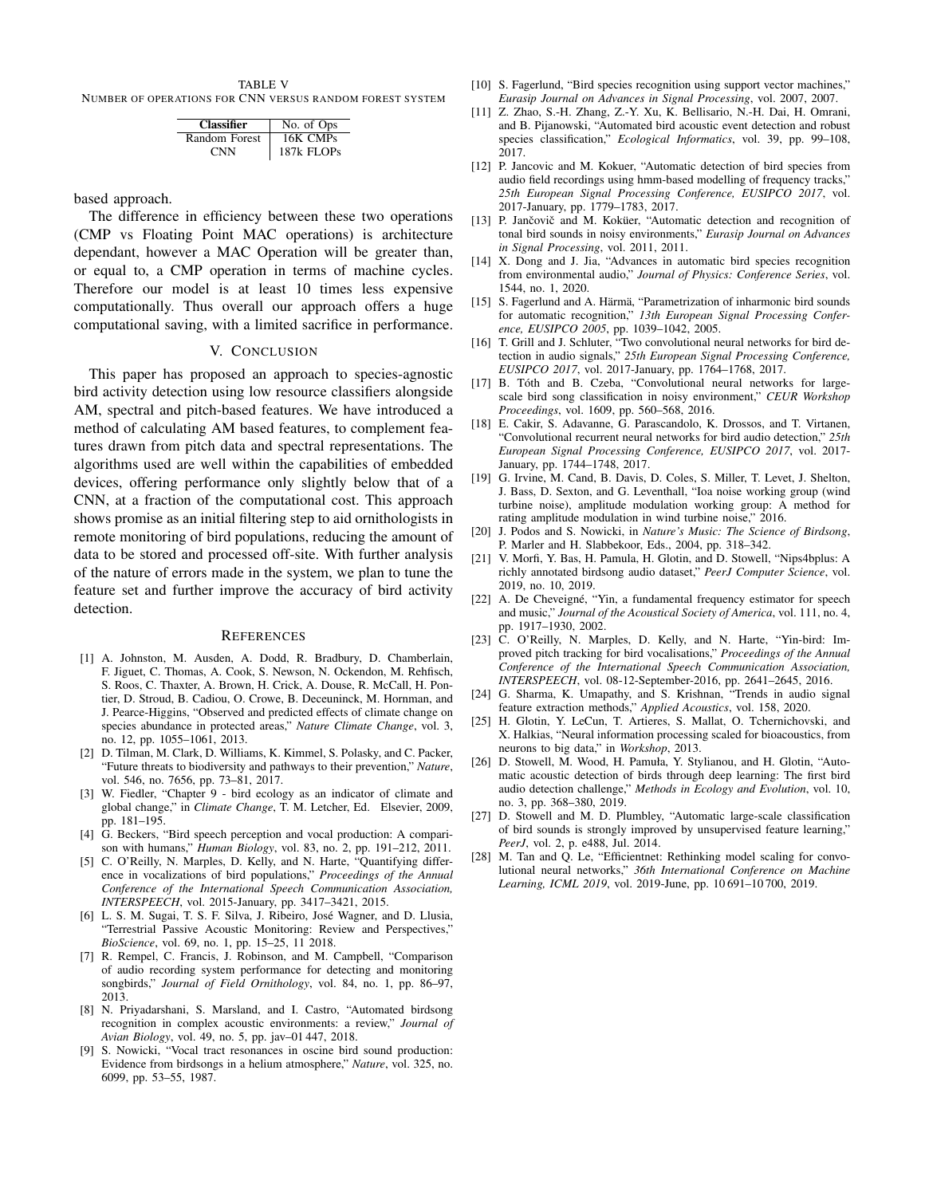TABLE V
NUMBER OF OPERATIONS FOR CNN VERSUS RANDOM FOREST SYSTEM

| Classifier | No. of Ops |
|---|---|
| Random Forest | 16K CMPs |
| CNN | 187k FLOPs |

based approach.

The difference in efficiency between these two operations (CMP vs Floating Point MAC operations) is architecture dependant, however a MAC Operation will be greater than, or equal to, a CMP operation in terms of machine cycles. Therefore our model is at least 10 times less expensive computationally. Thus overall our approach offers a huge computational saving, with a limited sacrifice in performance.

## V. CONCLUSION

This paper has proposed an approach to species-agnostic bird activity detection using low resource classifiers alongside AM, spectral and pitch-based features. We have introduced a method of calculating AM based features, to complement features drawn from pitch data and spectral representations. The algorithms used are well within the capabilities of embedded devices, offering performance only slightly below that of a CNN, at a fraction of the computational cost. This approach shows promise as an initial filtering step to aid ornithologists in remote monitoring of bird populations, reducing the amount of data to be stored and processed off-site. With further analysis of the nature of errors made in the system, we plan to tune the feature set and further improve the accuracy of bird activity detection.

## REFERENCES

[1] A. Johnston, M. Ausden, A. Dodd, R. Bradbury, D. Chamberlain, F. Jiguet, C. Thomas, A. Cook, S. Newson, N. Ockendon, M. Rehfisch, S. Roos, C. Thaxter, A. Brown, H. Crick, A. Douse, R. McCall, H. Pontier, D. Stroud, B. Cadiou, O. Crowe, B. Deceuninck, M. Hornman, and J. Pearce-Higgins, "Observed and predicted effects of climate change on species abundance in protected areas," *Nature Climate Change*, vol. 3, no. 12, pp. 1055–1061, 2013.

[2] D. Tilman, M. Clark, D. Williams, K. Kimmel, S. Polasky, and C. Packer, "Future threats to biodiversity and pathways to their prevention," *Nature*, vol. 546, no. 7656, pp. 73–81, 2017.

[3] W. Fiedler, "Chapter 9 - bird ecology as an indicator of climate and global change," in *Climate Change*, T. M. Letcher, Ed. Elsevier, 2009, pp. 181–195.

[4] G. Beckers, "Bird speech perception and vocal production: A comparison with humans," *Human Biology*, vol. 83, no. 2, pp. 191–212, 2011.

[5] C. O'Reilly, N. Marples, D. Kelly, and N. Harte, "Quantifying difference in vocalizations of bird populations," *Proceedings of the Annual Conference of the International Speech Communication Association, INTERSPEECH*, vol. 2015-January, pp. 3417–3421, 2015.

[6] L. S. M. Sugai, T. S. F. Silva, J. Ribeiro, José Wagner, and D. Llusia, "Terrestrial Passive Acoustic Monitoring: Review and Perspectives," *BioScience*, vol. 69, no. 1, pp. 15–25, 11 2018.

[7] R. Rempel, C. Francis, J. Robinson, and M. Campbell, "Comparison of audio recording system performance for detecting and monitoring songbirds," *Journal of Field Ornithology*, vol. 84, no. 1, pp. 86–97, 2013.

[8] N. Priyadarshani, S. Marsland, and I. Castro, "Automated birdsong recognition in complex acoustic environments: a review," *Journal of Avian Biology*, vol. 49, no. 5, pp. jav–01 447, 2018.

[9] S. Nowicki, "Vocal tract resonances in oscine bird sound production: Evidence from birdsongs in a helium atmosphere," *Nature*, vol. 325, no. 6099, pp. 53–55, 1987.

[10] S. Fagerlund, "Bird species recognition using support vector machines," *Eurasip Journal on Advances in Signal Processing*, vol. 2007, 2007.

[11] Z. Zhao, S.-H. Zhang, Z.-Y. Xu, K. Bellisario, N.-H. Dai, H. Omrani, and B. Pijanowski, "Automated bird acoustic event detection and robust species classification," *Ecological Informatics*, vol. 39, pp. 99–108, 2017.

[12] P. Jancovic and M. Kokuer, "Automatic detection of bird species from audio field recordings using hmm-based modelling of frequency tracks," *25th European Signal Processing Conference, EUSIPCO 2017*, vol. 2017-January, pp. 1779–1783, 2017.

[13] P. Jančovič and M. Köküer, "Automatic detection and recognition of tonal bird sounds in noisy environments," *Eurasip Journal on Advances in Signal Processing*, vol. 2011, 2011.

[14] X. Dong and J. Jia, "Advances in automatic bird species recognition from environmental audio," *Journal of Physics: Conference Series*, vol. 1544, no. 1, 2020.

[15] S. Fagerlund and A. Härmä, "Parametrization of inharmonic bird sounds for automatic recognition," *13th European Signal Processing Conference, EUSIPCO 2005*, pp. 1039–1042, 2005.

[16] T. Grill and J. Schluter, "Two convolutional neural networks for bird detection in audio signals," *25th European Signal Processing Conference, EUSIPCO 2017*, vol. 2017-January, pp. 1764–1768, 2017.

[17] B. Tóth and B. Czeba, "Convolutional neural networks for large-scale bird song classification in noisy environment," *CEUR Workshop Proceedings*, vol. 1609, pp. 560–568, 2016.

[18] E. Cakir, S. Adavanne, G. Parascandolo, K. Drossos, and T. Virtanen, "Convolutional recurrent neural networks for bird audio detection," *25th European Signal Processing Conference, EUSIPCO 2017*, vol. 2017-January, pp. 1744–1748, 2017.

[19] G. Irvine, M. Cand, B. Davis, D. Coles, S. Miller, T. Levet, J. Shelton, J. Bass, D. Sexton, and G. Leventhall, "Ioa noise working group (wind turbine noise), amplitude modulation working group: A method for rating amplitude modulation in wind turbine noise," 2016.

[20] J. Podos and S. Nowicki, in *Nature's Music: The Science of Birdsong*, P. Marler and H. Slabbekoor, Eds., 2004, pp. 318–342.

[21] V. Morfi, Y. Bas, H. Pamula, H. Glotin, and D. Stowell, "Nips4bplus: A richly annotated birdsong audio dataset," *PeerJ Computer Science*, vol. 2019, no. 10, 2019.

[22] A. De Cheveigné, "Yin, a fundamental frequency estimator for speech and music," *Journal of the Acoustical Society of America*, vol. 111, no. 4, pp. 1917–1930, 2002.

[23] C. O'Reilly, N. Marples, D. Kelly, and N. Harte, "Yin-bird: Improved pitch tracking for bird vocalisations," *Proceedings of the Annual Conference of the International Speech Communication Association, INTERSPEECH*, vol. 08-12-September-2016, pp. 2641–2645, 2016.

[24] G. Sharma, K. Umapathy, and S. Krishnan, "Trends in audio signal feature extraction methods," *Applied Acoustics*, vol. 158, 2020.

[25] H. Glotin, Y. LeCun, T. Artieres, S. Mallat, O. Tchernichovski, and X. Halkias, "Neural information processing scaled for bioacoustics, from neurons to big data," in *Workshop*, 2013.

[26] D. Stowell, M. Wood, H. Pamuła, Y. Stylianou, and H. Glotin, "Automatic acoustic detection of birds through deep learning: The first bird audio detection challenge," *Methods in Ecology and Evolution*, vol. 10, no. 3, pp. 368–380, 2019.

[27] D. Stowell and M. D. Plumbley, "Automatic large-scale classification of bird sounds is strongly improved by unsupervised feature learning," *PeerJ*, vol. 2, p. e488, Jul. 2014.

[28] M. Tan and Q. Le, "Efficientnet: Rethinking model scaling for convolutional neural networks," *36th International Conference on Machine Learning, ICML 2019*, vol. 2019-June, pp. 10 691–10 700, 2019.